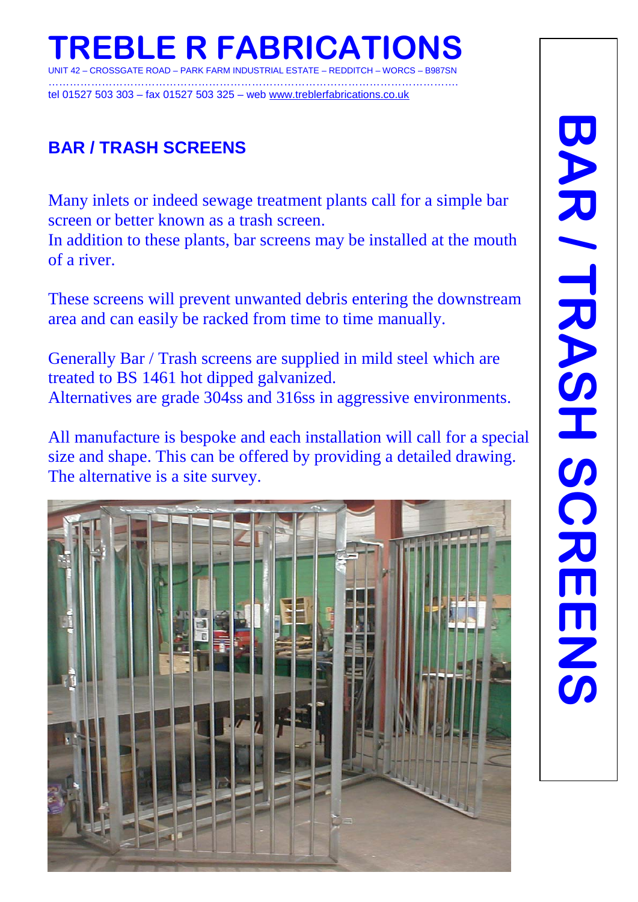# TREBLE R FABRICATIONS

UNIT 42 – CROSSGATE ROAD – PARK FARM INDUSTRIAL ESTATE – REDDITCH – WORCS – B987SN

tel 01527 503 303 – fax 01527 503 325 – web www.treblerfabrications.co.uk

## BAR / TRASH SCREENS

Many inlets or indeed sewage treatment plants call for a simple bar screen or better known as a trash screen.
In addition to these plants, bar screens may be installed at the mouth of a river.

These screens will prevent unwanted debris entering the downstream area and can easily be racked from time to time manually.

Generally Bar / Trash screens are supplied in mild steel which are treated to BS 1461 hot dipped galvanized.
Alternatives are grade 304ss and 316ss in aggressive environments.

All manufacture is bespoke and each installation will call for a special size and shape. This can be offered by providing a detailed drawing. The alternative is a site survey.

**BAR / TRASH SCREENS**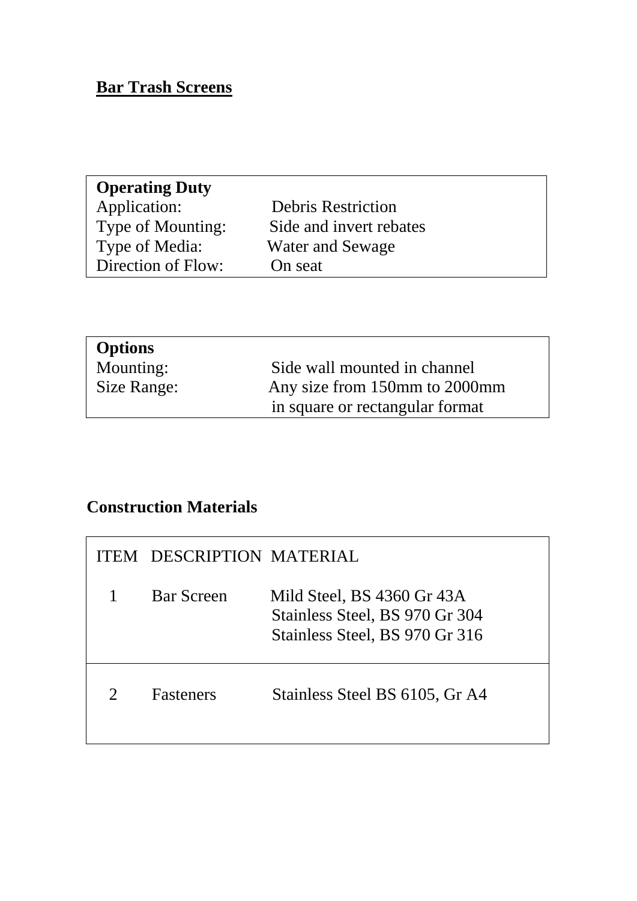## Bar Trash Screens

| **Operating Duty** | |
|---|---|
| Application: | Debris Restriction |
| Type of Mounting: | Side and invert rebates |
| Type of Media: | Water and Sewage |
| Direction of Flow: | On seat |

| **Options** | |
|---|---|
| Mounting: | Side wall mounted in channel |
| Size Range: | Any size from 150mm to 2000mm in square or rectangular format |

### Construction Materials

| ITEM | DESCRIPTION | MATERIAL |
|---|---|---|
| 1 | Bar Screen | Mild Steel, BS 4360 Gr 43A<br>Stainless Steel, BS 970 Gr 304<br>Stainless Steel, BS 970 Gr 316 |
| 2 | Fasteners | Stainless Steel BS 6105, Gr A4 |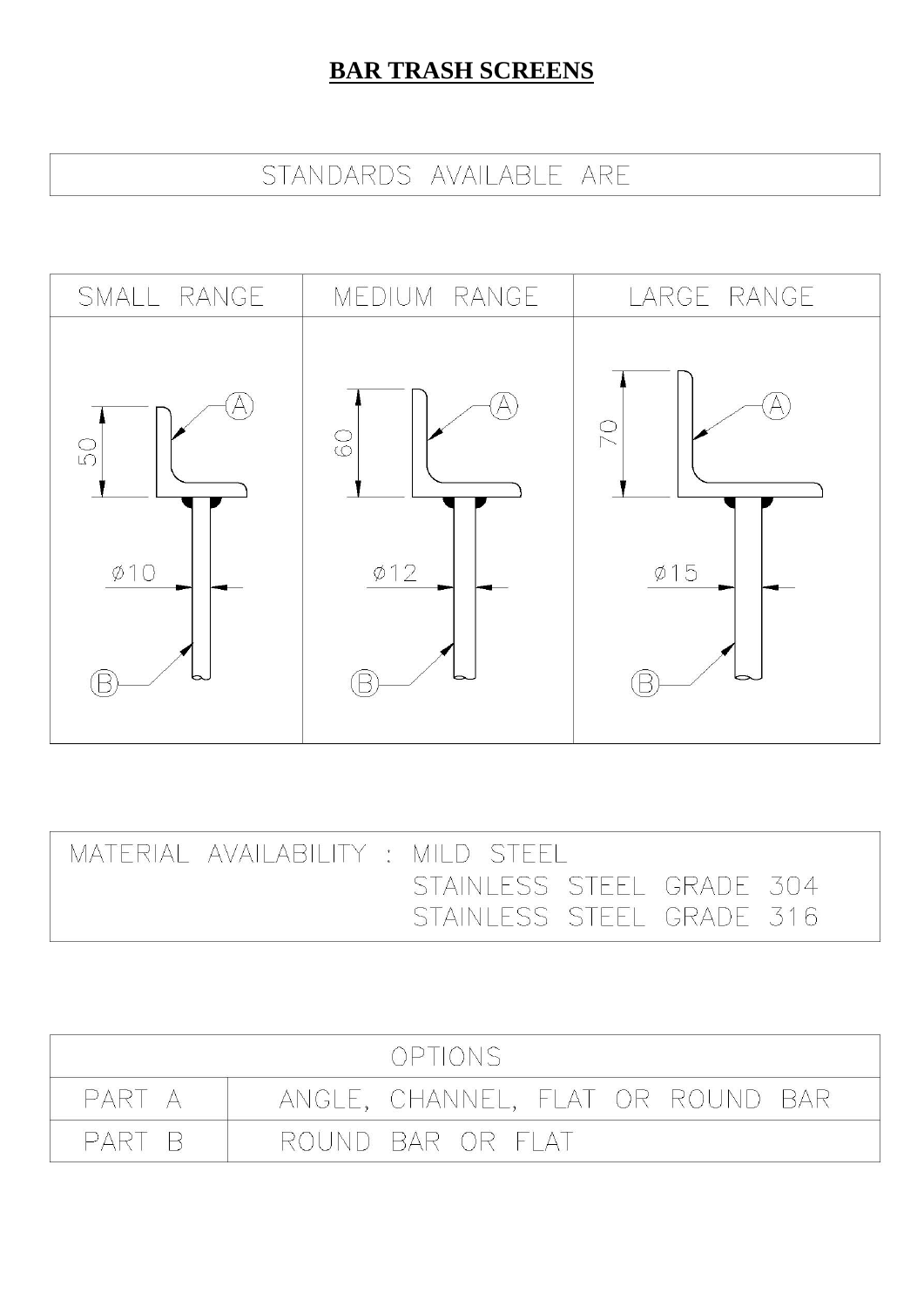# BAR TRASH SCREENS

STANDARDS AVAILABLE ARE

| SMALL RANGE | MEDIUM RANGE | LARGE RANGE |
|---|---|---|
| 50, ⌀10, A, B | 60, ⌀12, A, B | 70, ⌀15, A, B |

MATERIAL AVAILABILITY : MILD STEEL
STAINLESS STEEL GRADE 304
STAINLESS STEEL GRADE 316

| OPTIONS | |
|---|---|
| PART A | ANGLE, CHANNEL, FLAT OR ROUND BAR |
| PART B | ROUND BAR OR FLAT |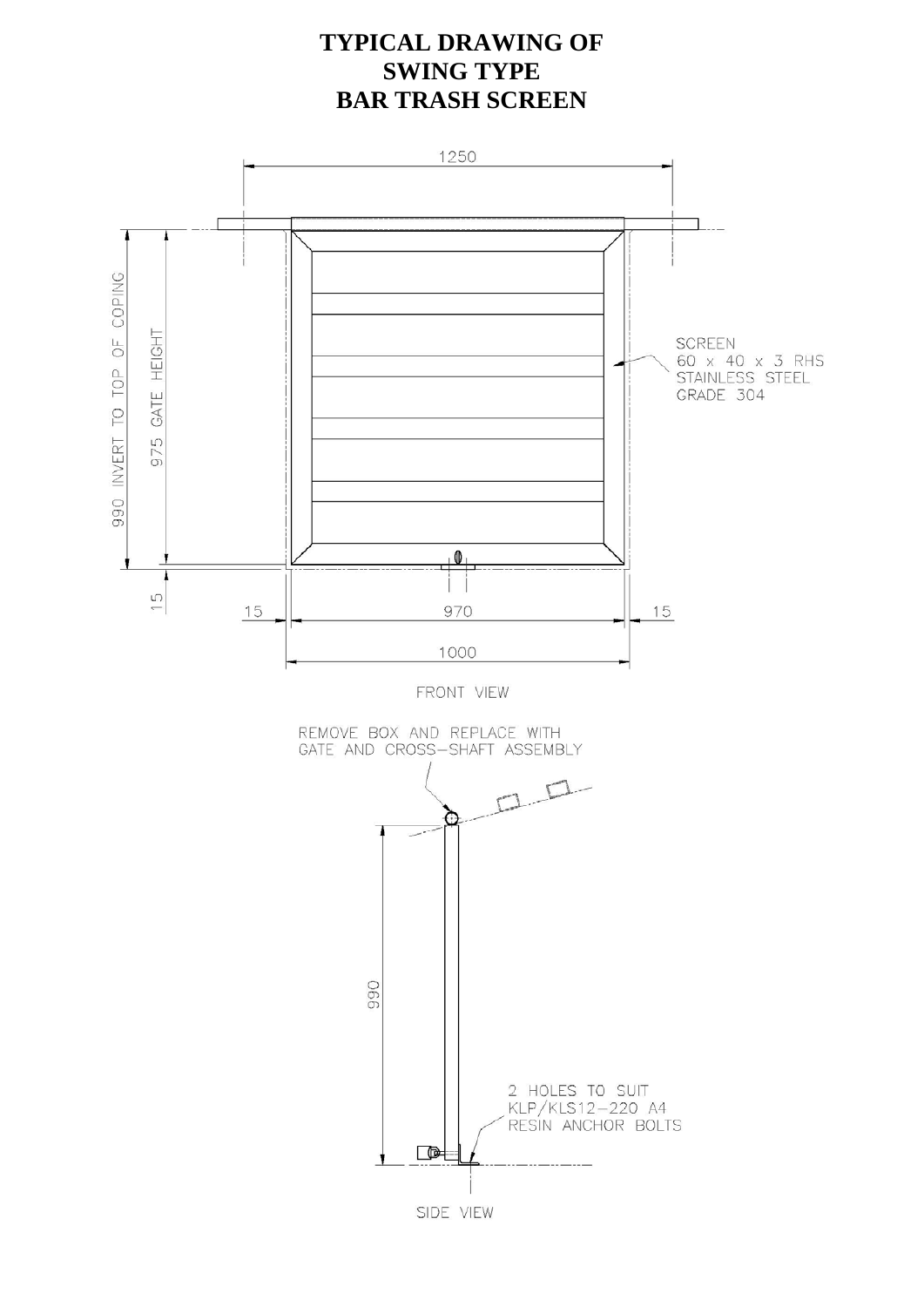# TYPICAL DRAWING OF SWING TYPE BAR TRASH SCREEN

1250

990 INVERT TO TOP OF COPING

975 GATE HEIGHT

SCREEN
60 x 40 x 3 RHS
STAINLESS STEEL
GRADE 304

15

15

970

15

1000

FRONT VIEW

REMOVE BOX AND REPLACE WITH
GATE AND CROSS–SHAFT ASSEMBLY

990

2 HOLES TO SUIT
KLP/KLS12–220 A4
RESIN ANCHOR BOLTS

SIDE VIEW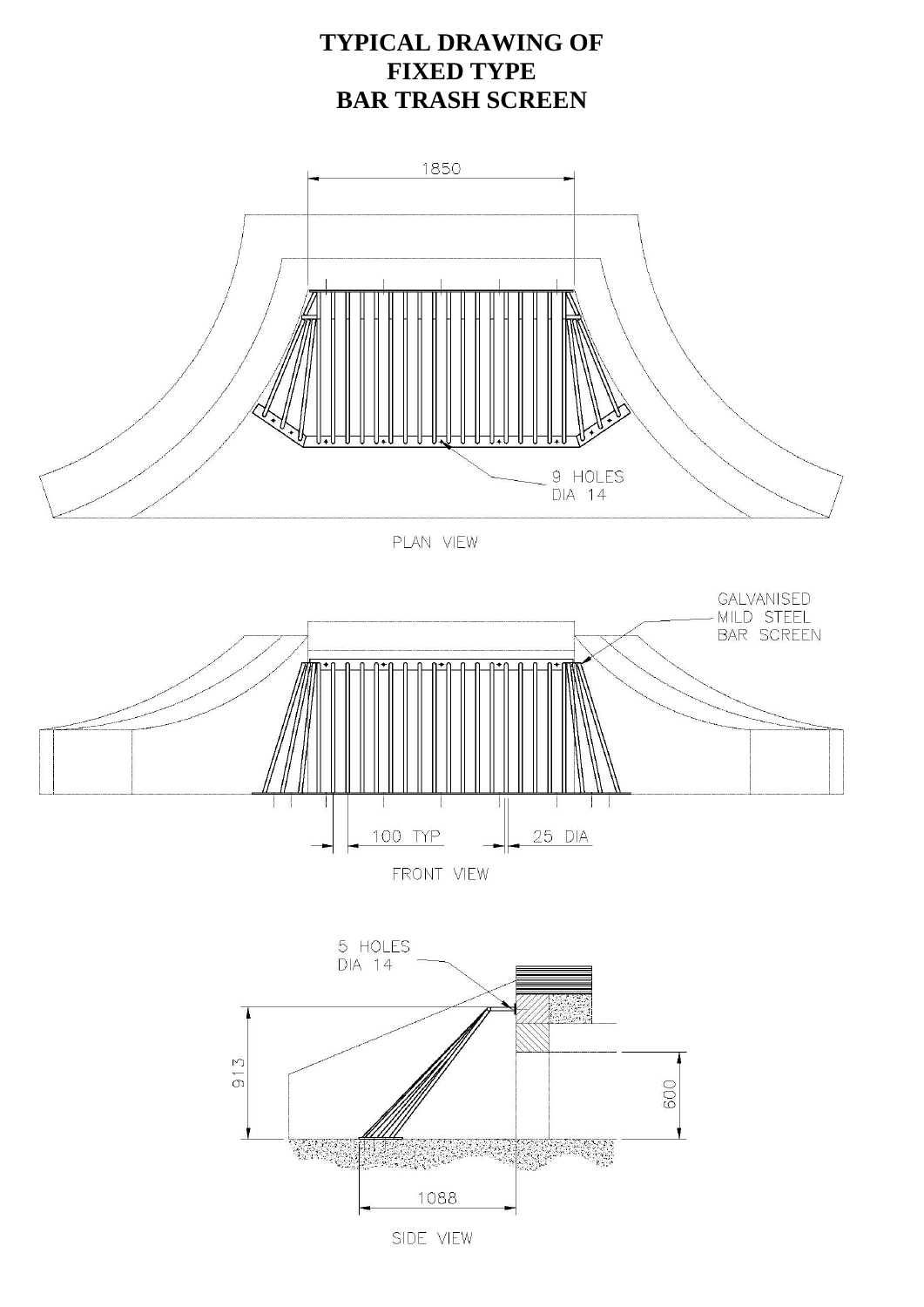# TYPICAL DRAWING OF FIXED TYPE BAR TRASH SCREEN

1850

9 HOLES
DIA 14

PLAN VIEW

GALVANISED
MILD STEEL
BAR SCREEN

100 TYP

25 DIA

FRONT VIEW

5 HOLES
DIA 14

913

600

1088

SIDE VIEW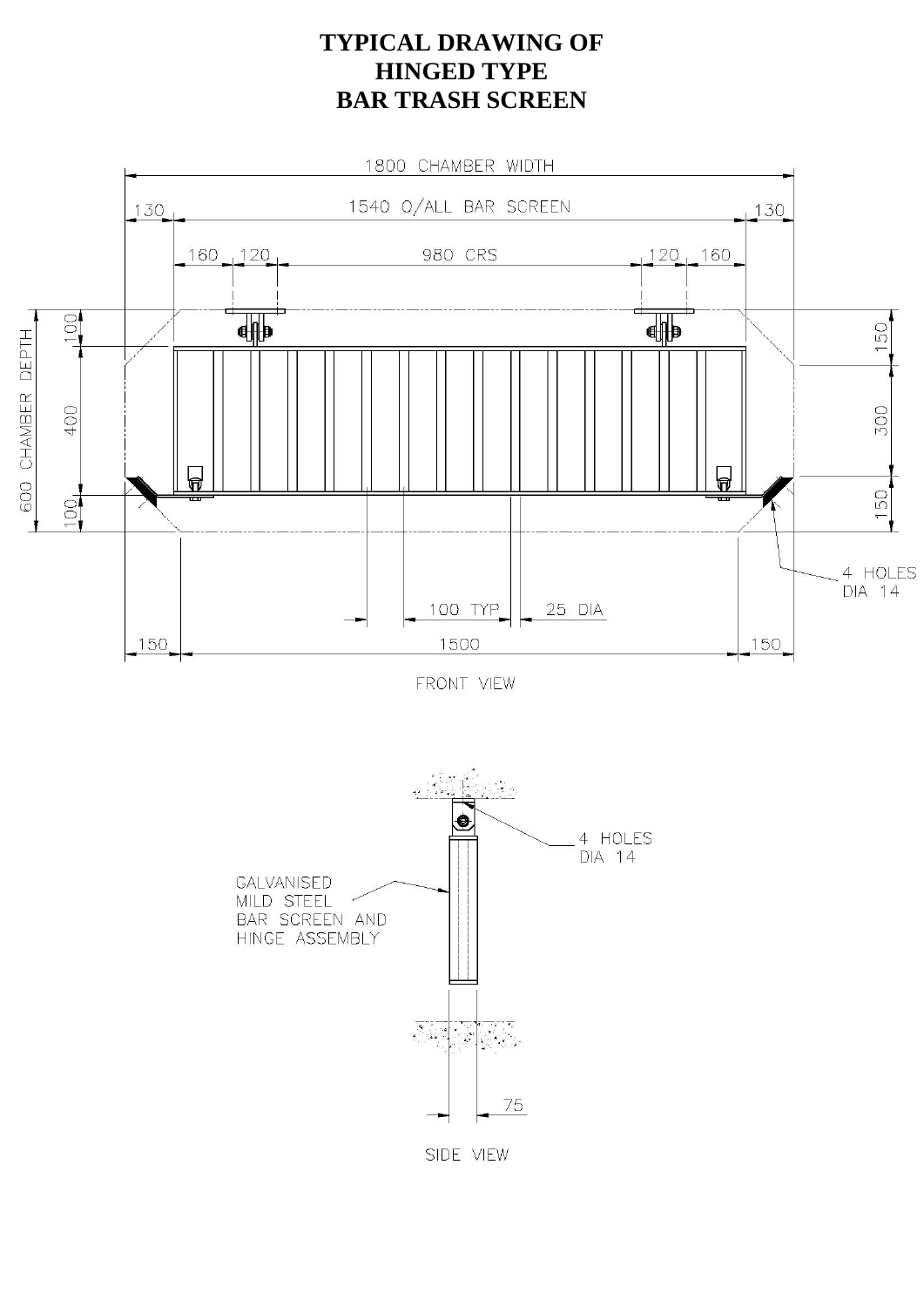# TYPICAL DRAWING OF HINGED TYPE BAR TRASH SCREEN

1800 CHAMBER WIDTH

130 1540 O/ALL BAR SCREEN 130

160 120 980 CRS 120 160

600 CHAMBER DEPTH

100 400 100

150 300 150

4 HOLES DIA 14

100 TYP 25 DIA

150 1500 150

FRONT VIEW

4 HOLES DIA 14

GALVANISED MILD STEEL BAR SCREEN AND HINGE ASSEMBLY

75

SIDE VIEW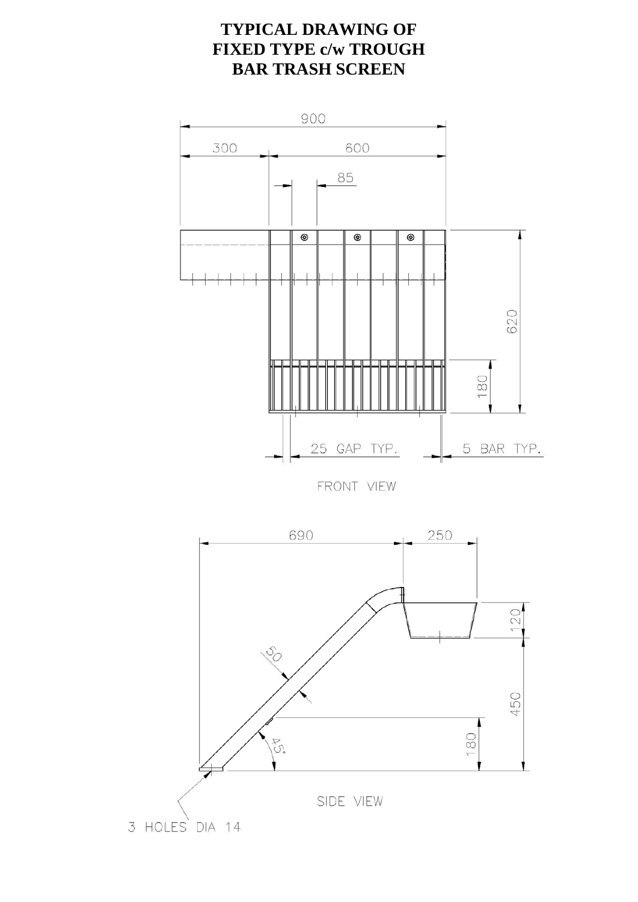# TYPICAL DRAWING OF FIXED TYPE c/w TROUGH BAR TRASH SCREEN

900

300 600

85

620

180

25 GAP TYP. 5 BAR TYP.

FRONT VIEW

690 250

120

50

450

180

45°

SIDE VIEW

3 HOLES DIA 14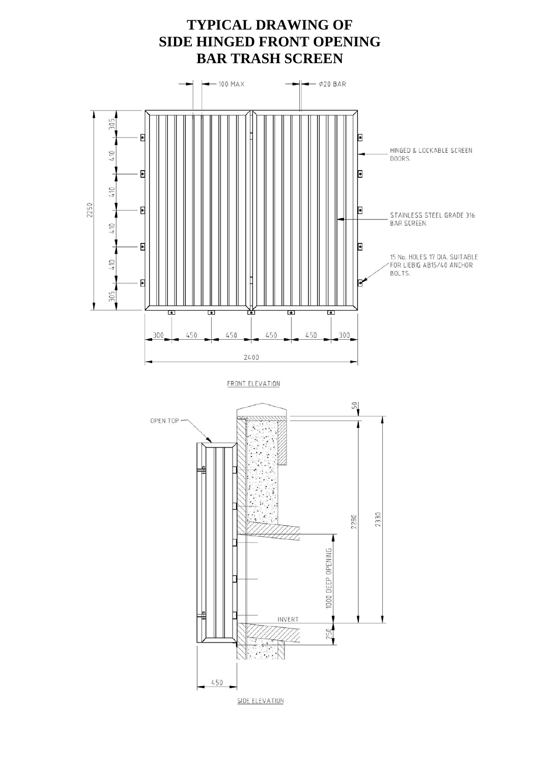# TYPICAL DRAWING OF SIDE HINGED FRONT OPENING BAR TRASH SCREEN

100 MAX

Ø20 BAR

HINGED & LOCKABLE SCREEN DOORS.

STAINLESS STEEL GRADE 316 BAR SCREEN.

15 No. HOLES 17 DIA. SUITABLE FOR LIEBIG AB15/40 ANCHOR BOLTS.

2250

305

410

410

410

410

305

300

450

450

450

450

300

2400

FRONT ELEVATION

OPEN TOP

50

2280

2330

1000 DEEP OPENING

INVERT

250

450

SIDE ELEVATION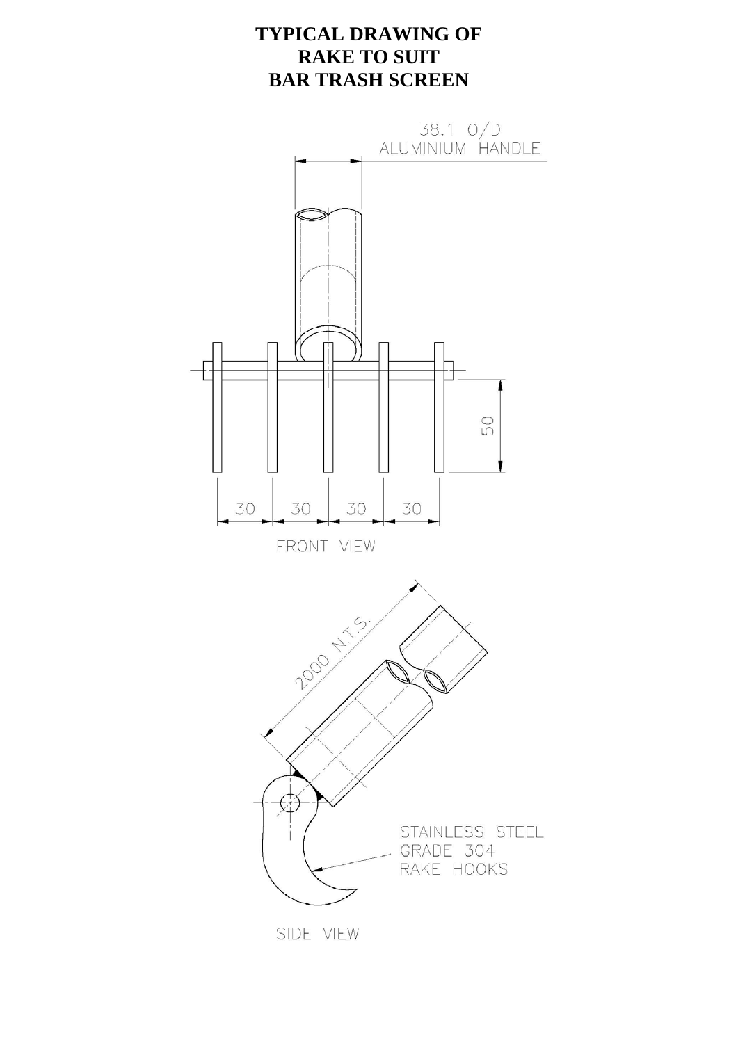# TYPICAL DRAWING OF RAKE TO SUIT BAR TRASH SCREEN

38.1 O/D
ALUMINIUM HANDLE

50

30 30 30 30

FRONT VIEW

2000 N.T.S.

STAINLESS STEEL
GRADE 304
RAKE HOOKS

SIDE VIEW